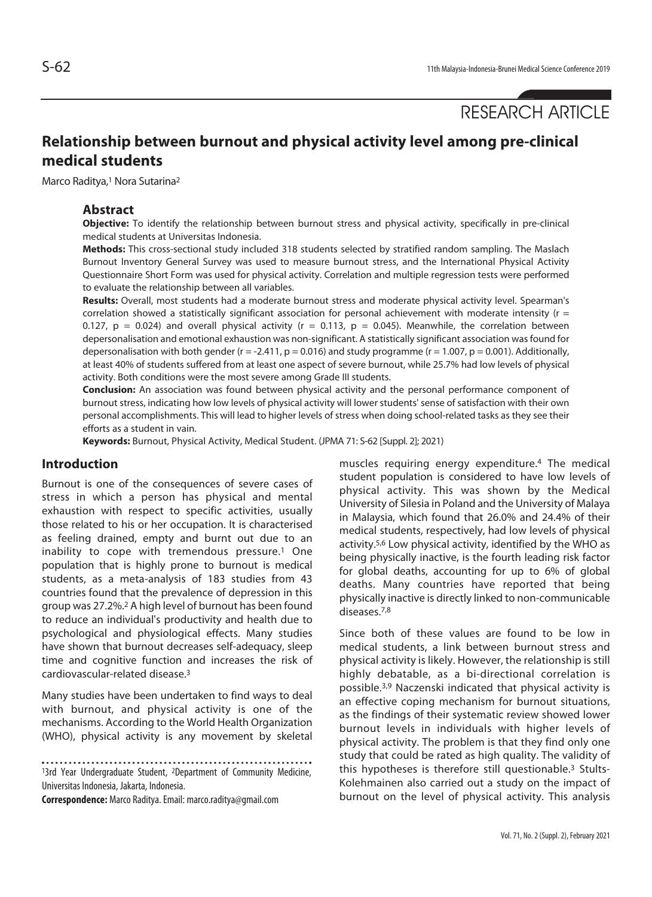RESEARCH ARTICLE

# Relationship between burnout and physical activity level among pre-clinical medical students

Marco Raditya,[1] Nora Sutarina[2]

## Abstract

**Objective:** To identify the relationship between burnout stress and physical activity, specifically in pre-clinical medical students at Universitas Indonesia.

**Methods:** This cross-sectional study included 318 students selected by stratified random sampling. The Maslach Burnout Inventory General Survey was used to measure burnout stress, and the International Physical Activity Questionnaire Short Form was used for physical activity. Correlation and multiple regression tests were performed to evaluate the relationship between all variables.

**Results:** Overall, most students had a moderate burnout stress and moderate physical activity level. Spearman's correlation showed a statistically significant association for personal achievement with moderate intensity ($r = 0.127$, $p = 0.024$) and overall physical activity ($r = 0.113$, $p = 0.045$). Meanwhile, the correlation between depersonalisation and emotional exhaustion was non-significant. A statistically significant association was found for depersonalisation with both gender ($r = -2.411$, $p = 0.016$) and study programme ($r = 1.007$, $p = 0.001$). Additionally, at least 40% of students suffered from at least one aspect of severe burnout, while 25.7% had low levels of physical activity. Both conditions were the most severe among Grade III students.

**Conclusion:** An association was found between physical activity and the personal performance component of burnout stress, indicating how low levels of physical activity will lower students' sense of satisfaction with their own personal accomplishments. This will lead to higher levels of stress when doing school-related tasks as they see their efforts as a student in vain.

**Keywords:** Burnout, Physical Activity, Medical Student. (JPMA 71: S-62 [Suppl. 2]; 2021)

## Introduction

Burnout is one of the consequences of severe cases of stress in which a person has physical and mental exhaustion with respect to specific activities, usually those related to his or her occupation. It is characterised as feeling drained, empty and burnt out due to an inability to cope with tremendous pressure.[1] One population that is highly prone to burnout is medical students, as a meta-analysis of 183 studies from 43 countries found that the prevalence of depression in this group was 27.2%.[2] A high level of burnout has been found to reduce an individual's productivity and health due to psychological and physiological effects. Many studies have shown that burnout decreases self-adequacy, sleep time and cognitive function and increases the risk of cardiovascular-related disease.[3]

Many studies have been undertaken to find ways to deal with burnout, and physical activity is one of the mechanisms. According to the World Health Organization (WHO), physical activity is any movement by skeletal muscles requiring energy expenditure.[4] The medical student population is considered to have low levels of physical activity. This was shown by the Medical University of Silesia in Poland and the University of Malaya in Malaysia, which found that 26.0% and 24.4% of their medical students, respectively, had low levels of physical activity.[5,6] Low physical activity, identified by the WHO as being physically inactive, is the fourth leading risk factor for global deaths, accounting for up to 6% of global deaths. Many countries have reported that being physically inactive is directly linked to non-communicable diseases.[7,8]

Since both of these values are found to be low in medical students, a link between burnout stress and physical activity is likely. However, the relationship is still highly debatable, as a bi-directional correlation is possible.[3,9] Naczenski indicated that physical activity is an effective coping mechanism for burnout situations, as the findings of their systematic review showed lower burnout levels in individuals with higher levels of physical activity. The problem is that they find only one study that could be rated as high quality. The validity of this hypotheses is therefore still questionable.[3] Stults-Kolehmainen also carried out a study on the impact of burnout on the level of physical activity. This analysis

[1]3rd Year Undergraduate Student, [2]Department of Community Medicine, Universitas Indonesia, Jakarta, Indonesia.

**Correspondence:** Marco Raditya. Email: marco.raditya@gmail.com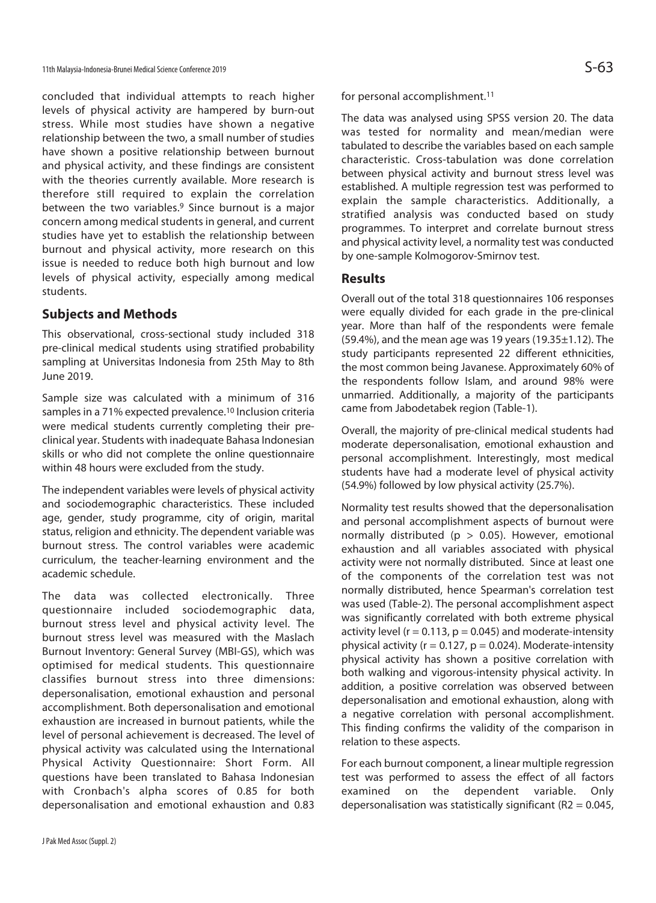concluded that individual attempts to reach higher levels of physical activity are hampered by burn-out stress. While most studies have shown a negative relationship between the two, a small number of studies have shown a positive relationship between burnout and physical activity, and these findings are consistent with the theories currently available. More research is therefore still required to explain the correlation between the two variables.[9] Since burnout is a major concern among medical students in general, and current studies have yet to establish the relationship between burnout and physical activity, more research on this issue is needed to reduce both high burnout and low levels of physical activity, especially among medical students.

## Subjects and Methods

This observational, cross-sectional study included 318 pre-clinical medical students using stratified probability sampling at Universitas Indonesia from 25th May to 8th June 2019.

Sample size was calculated with a minimum of 316 samples in a 71% expected prevalence.[10] Inclusion criteria were medical students currently completing their pre-clinical year. Students with inadequate Bahasa Indonesian skills or who did not complete the online questionnaire within 48 hours were excluded from the study.

The independent variables were levels of physical activity and sociodemographic characteristics. These included age, gender, study programme, city of origin, marital status, religion and ethnicity. The dependent variable was burnout stress. The control variables were academic curriculum, the teacher-learning environment and the academic schedule.

The data was collected electronically. Three questionnaire included sociodemographic data, burnout stress level and physical activity level. The burnout stress level was measured with the Maslach Burnout Inventory: General Survey (MBI-GS), which was optimised for medical students. This questionnaire classifies burnout stress into three dimensions: depersonalisation, emotional exhaustion and personal accomplishment. Both depersonalisation and emotional exhaustion are increased in burnout patients, while the level of personal achievement is decreased. The level of physical activity was calculated using the International Physical Activity Questionnaire: Short Form. All questions have been translated to Bahasa Indonesian with Cronbach's alpha scores of 0.85 for both depersonalisation and emotional exhaustion and 0.83 for personal accomplishment.[11]

The data was analysed using SPSS version 20. The data was tested for normality and mean/median were tabulated to describe the variables based on each sample characteristic. Cross-tabulation was done correlation between physical activity and burnout stress level was established. A multiple regression test was performed to explain the sample characteristics. Additionally, a stratified analysis was conducted based on study programmes. To interpret and correlate burnout stress and physical activity level, a normality test was conducted by one-sample Kolmogorov-Smirnov test.

## Results

Overall out of the total 318 questionnaires 106 responses were equally divided for each grade in the pre-clinical year. More than half of the respondents were female (59.4%), and the mean age was 19 years (19.35±1.12). The study participants represented 22 different ethnicities, the most common being Javanese. Approximately 60% of the respondents follow Islam, and around 98% were unmarried. Additionally, a majority of the participants came from Jabodetabek region (Table-1).

Overall, the majority of pre-clinical medical students had moderate depersonalisation, emotional exhaustion and personal accomplishment. Interestingly, most medical students have had a moderate level of physical activity (54.9%) followed by low physical activity (25.7%).

Normality test results showed that the depersonalisation and personal accomplishment aspects of burnout were normally distributed ($p > 0.05$). However, emotional exhaustion and all variables associated with physical activity were not normally distributed. Since at least one of the components of the correlation test was not normally distributed, hence Spearman's correlation test was used (Table-2). The personal accomplishment aspect was significantly correlated with both extreme physical activity level ($r = 0.113$, $p = 0.045$) and moderate-intensity physical activity ($r = 0.127$, $p = 0.024$). Moderate-intensity physical activity has shown a positive correlation with both walking and vigorous-intensity physical activity. In addition, a positive correlation was observed between depersonalisation and emotional exhaustion, along with a negative correlation with personal accomplishment. This finding confirms the validity of the comparison in relation to these aspects.

For each burnout component, a linear multiple regression test was performed to assess the effect of all factors examined on the dependent variable. Only depersonalisation was statistically significant ($R2 = 0.045$,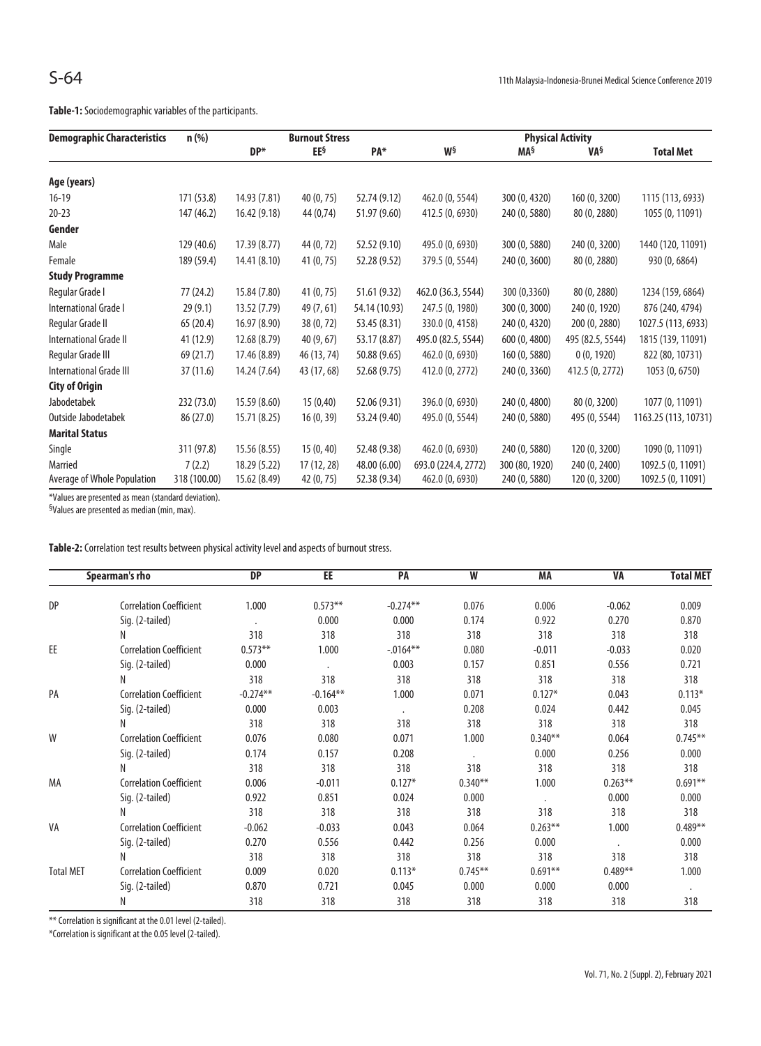**Table-1:** Sociodemographic variables of the participants.

| Demographic Characteristics | n (%) | Burnout Stress | | | Physical Activity | | | |
|---|---|---|---|---|---|---|---|---|
| | | DP* | EE§ | PA* | W§ | MA§ | VA§ | Total Met |
| **Age (years)** | | | | | | | | |
| 16-19 | 171 (53.8) | 14.93 (7.81) | 40 (0, 75) | 52.74 (9.12) | 462.0 (0, 5544) | 300 (0, 4320) | 160 (0, 3200) | 1115 (113, 6933) |
| 20-23 | 147 (46.2) | 16.42 (9.18) | 44 (0,74) | 51.97 (9.60) | 412.5 (0, 6930) | 240 (0, 5880) | 80 (0, 2880) | 1055 (0, 11091) |
| **Gender** | | | | | | | | |
| Male | 129 (40.6) | 17.39 (8.77) | 44 (0, 72) | 52.52 (9.10) | 495.0 (0, 6930) | 300 (0, 5880) | 240 (0, 3200) | 1440 (120, 11091) |
| Female | 189 (59.4) | 14.41 (8.10) | 41 (0, 75) | 52.28 (9.52) | 379.5 (0, 5544) | 240 (0, 3600) | 80 (0, 2880) | 930 (0, 6864) |
| **Study Programme** | | | | | | | | |
| Regular Grade I | 77 (24.2) | 15.84 (7.80) | 41 (0, 75) | 51.61 (9.32) | 462.0 (36.3, 5544) | 300 (0,3360) | 80 (0, 2880) | 1234 (159, 6864) |
| International Grade I | 29 (9.1) | 13.52 (7.79) | 49 (7, 61) | 54.14 (10.93) | 247.5 (0, 1980) | 300 (0, 3000) | 240 (0, 1920) | 876 (240, 4794) |
| Regular Grade II | 65 (20.4) | 16.97 (8.90) | 38 (0, 72) | 53.45 (8.31) | 330.0 (0, 4158) | 240 (0, 4320) | 200 (0, 2880) | 1027.5 (113, 6933) |
| International Grade II | 41 (12.9) | 12.68 (8.79) | 40 (9, 67) | 53.17 (8.87) | 495.0 (82.5, 5544) | 600 (0, 4800) | 495 (82.5, 5544) | 1815 (139, 11091) |
| Regular Grade III | 69 (21.7) | 17.46 (8.89) | 46 (13, 74) | 50.88 (9.65) | 462.0 (0, 6930) | 160 (0, 5880) | 0 (0, 1920) | 822 (80, 10731) |
| International Grade III | 37 (11.6) | 14.24 (7.64) | 43 (17, 68) | 52.68 (9.75) | 412.0 (0, 2772) | 240 (0, 3360) | 412.5 (0, 2772) | 1053 (0, 6750) |
| **City of Origin** | | | | | | | | |
| Jabodetabek | 232 (73.0) | 15.59 (8.60) | 15 (0,40) | 52.06 (9.31) | 396.0 (0, 6930) | 240 (0, 4800) | 80 (0, 3200) | 1077 (0, 11091) |
| Outside Jabodetabek | 86 (27.0) | 15.71 (8.25) | 16 (0, 39) | 53.24 (9.40) | 495.0 (0, 5544) | 240 (0, 5880) | 495 (0, 5544) | 1163.25 (113, 10731) |
| **Marital Status** | | | | | | | | |
| Single | 311 (97.8) | 15.56 (8.55) | 15 (0, 40) | 52.48 (9.38) | 462.0 (0, 6930) | 240 (0, 5880) | 120 (0, 3200) | 1090 (0, 11091) |
| Married | 7 (2.2) | 18.29 (5.22) | 17 (12, 28) | 48.00 (6.00) | 693.0 (224.4, 2772) | 300 (80, 1920) | 240 (0, 2400) | 1092.5 (0, 11091) |
| Average of Whole Population | 318 (100.00) | 15.62 (8.49) | 42 (0, 75) | 52.38 (9.34) | 462.0 (0, 6930) | 240 (0, 5880) | 120 (0, 3200) | 1092.5 (0, 11091) |

*Values are presented as mean (standard deviation).

§Values are presented as median (min, max).

**Table-2:** Correlation test results between physical activity level and aspects of burnout stress.

| Spearman's rho | | DP | EE | PA | W | MA | VA | Total MET |
|---|---|---|---|---|---|---|---|---|
| DP | Correlation Coefficient | 1.000 | 0.573** | -0.274** | 0.076 | 0.006 | -0.062 | 0.009 |
| | Sig. (2-tailed) | . | 0.000 | 0.000 | 0.174 | 0.922 | 0.270 | 0.870 |
| | N | 318 | 318 | 318 | 318 | 318 | 318 | 318 |
| EE | Correlation Coefficient | 0.573** | 1.000 | -.0164** | 0.080 | -0.011 | -0.033 | 0.020 |
| | Sig. (2-tailed) | 0.000 | . | 0.003 | 0.157 | 0.851 | 0.556 | 0.721 |
| | N | 318 | 318 | 318 | 318 | 318 | 318 | 318 |
| PA | Correlation Coefficient | -0.274** | -0.164** | 1.000 | 0.071 | 0.127* | 0.043 | 0.113* |
| | Sig. (2-tailed) | 0.000 | 0.003 | . | 0.208 | 0.024 | 0.442 | 0.045 |
| | N | 318 | 318 | 318 | 318 | 318 | 318 | 318 |
| W | Correlation Coefficient | 0.076 | 0.080 | 0.071 | 1.000 | 0.340** | 0.064 | 0.745** |
| | Sig. (2-tailed) | 0.174 | 0.157 | 0.208 | . | 0.000 | 0.256 | 0.000 |
| | N | 318 | 318 | 318 | 318 | 318 | 318 | 318 |
| MA | Correlation Coefficient | 0.006 | -0.011 | 0.127* | 0.340** | 1.000 | 0.263** | 0.691** |
| | Sig. (2-tailed) | 0.922 | 0.851 | 0.024 | 0.000 | . | 0.000 | 0.000 |
| | N | 318 | 318 | 318 | 318 | 318 | 318 | 318 |
| VA | Correlation Coefficient | -0.062 | -0.033 | 0.043 | 0.064 | 0.263** | 1.000 | 0.489** |
| | Sig. (2-tailed) | 0.270 | 0.556 | 0.442 | 0.256 | 0.000 | . | 0.000 |
| | N | 318 | 318 | 318 | 318 | 318 | 318 | 318 |
| Total MET | Correlation Coefficient | 0.009 | 0.020 | 0.113* | 0.745** | 0.691** | 0.489** | 1.000 |
| | Sig. (2-tailed) | 0.870 | 0.721 | 0.045 | 0.000 | 0.000 | 0.000 | . |
| | N | 318 | 318 | 318 | 318 | 318 | 318 | 318 |

** Correlation is significant at the 0.01 level (2-tailed).

*Correlation is significant at the 0.05 level (2-tailed).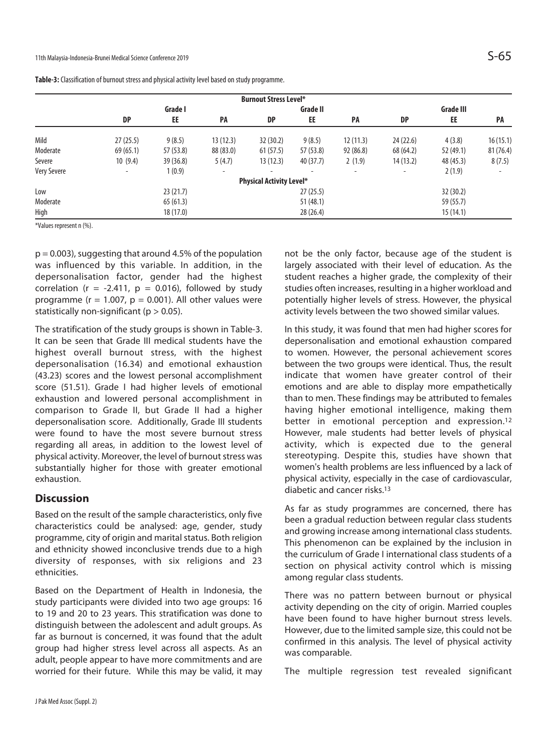**Table-3:** Classification of burnout stress and physical activity level based on study programme.

| | Burnout Stress Level* | | | | | | | | |
|---|---|---|---|---|---|---|---|---|---|
| | | Grade I | | | Grade II | | | Grade III | |
| | DP | EE | PA | DP | EE | PA | DP | EE | PA |
| Mild | 27 (25.5) | 9 (8.5) | 13 (12.3) | 32 (30.2) | 9 (8.5) | 12 (11.3) | 24 (22.6) | 4 (3.8) | 16 (15.1) |
| Moderate | 69 (65.1) | 57 (53.8) | 88 (83.0) | 61 (57.5) | 57 (53.8) | 92 (86.8) | 68 (64.2) | 52 (49.1) | 81 (76.4) |
| Severe | 10 (9.4) | 39 (36.8) | 5 (4.7) | 13 (12.3) | 40 (37.7) | 2 (1.9) | 14 (13.2) | 48 (45.3) | 8 (7.5) |
| Very Severe | - | 1 (0.9) | - | - | - | - | - | 2 (1.9) | - |
| | Physical Activity Level* | | | | | | | | |
| Low | | 23 (21.7) | | | 27 (25.5) | | | 32 (30.2) | |
| Moderate | | 65 (61.3) | | | 51 (48.1) | | | 59 (55.7) | |
| High | | 18 (17.0) | | | 28 (26.4) | | | 15 (14.1) | |

*Values represent n (%).

$p = 0.003$), suggesting that around 4.5% of the population was influenced by this variable. In addition, in the depersonalisation factor, gender had the highest correlation ($r = -2.411$, $p = 0.016$), followed by study programme ($r = 1.007$, $p = 0.001$). All other values were statistically non-significant ($p > 0.05$).

The stratification of the study groups is shown in Table-3. It can be seen that Grade III medical students have the highest overall burnout stress, with the highest depersonalisation (16.34) and emotional exhaustion (43.23) scores and the lowest personal accomplishment score (51.51). Grade I had higher levels of emotional exhaustion and lowered personal accomplishment in comparison to Grade II, but Grade II had a higher depersonalisation score. Additionally, Grade III students were found to have the most severe burnout stress regarding all areas, in addition to the lowest level of physical activity. Moreover, the level of burnout stress was substantially higher for those with greater emotional exhaustion.

## Discussion

Based on the result of the sample characteristics, only five characteristics could be analysed: age, gender, study programme, city of origin and marital status. Both religion and ethnicity showed inconclusive trends due to a high diversity of responses, with six religions and 23 ethnicities.

Based on the Department of Health in Indonesia, the study participants were divided into two age groups: 16 to 19 and 20 to 23 years. This stratification was done to distinguish between the adolescent and adult groups. As far as burnout is concerned, it was found that the adult group had higher stress level across all aspects. As an adult, people appear to have more commitments and are worried for their future. While this may be valid, it may not be the only factor, because age of the student is largely associated with their level of education. As the student reaches a higher grade, the complexity of their studies often increases, resulting in a higher workload and potentially higher levels of stress. However, the physical activity levels between the two showed similar values.

In this study, it was found that men had higher scores for depersonalisation and emotional exhaustion compared to women. However, the personal achievement scores between the two groups were identical. Thus, the result indicate that women have greater control of their emotions and are able to display more empathetically than to men. These findings may be attributed to females having higher emotional intelligence, making them better in emotional perception and expression.[12] However, male students had better levels of physical activity, which is expected due to the general stereotyping. Despite this, studies have shown that women's health problems are less influenced by a lack of physical activity, especially in the case of cardiovascular, diabetic and cancer risks.[13]

As far as study programmes are concerned, there has been a gradual reduction between regular class students and growing increase among international class students. This phenomenon can be explained by the inclusion in the curriculum of Grade I international class students of a section on physical activity control which is missing among regular class students.

There was no pattern between burnout or physical activity depending on the city of origin. Married couples have been found to have higher burnout stress levels. However, due to the limited sample size, this could not be confirmed in this analysis. The level of physical activity was comparable.

The multiple regression test revealed significant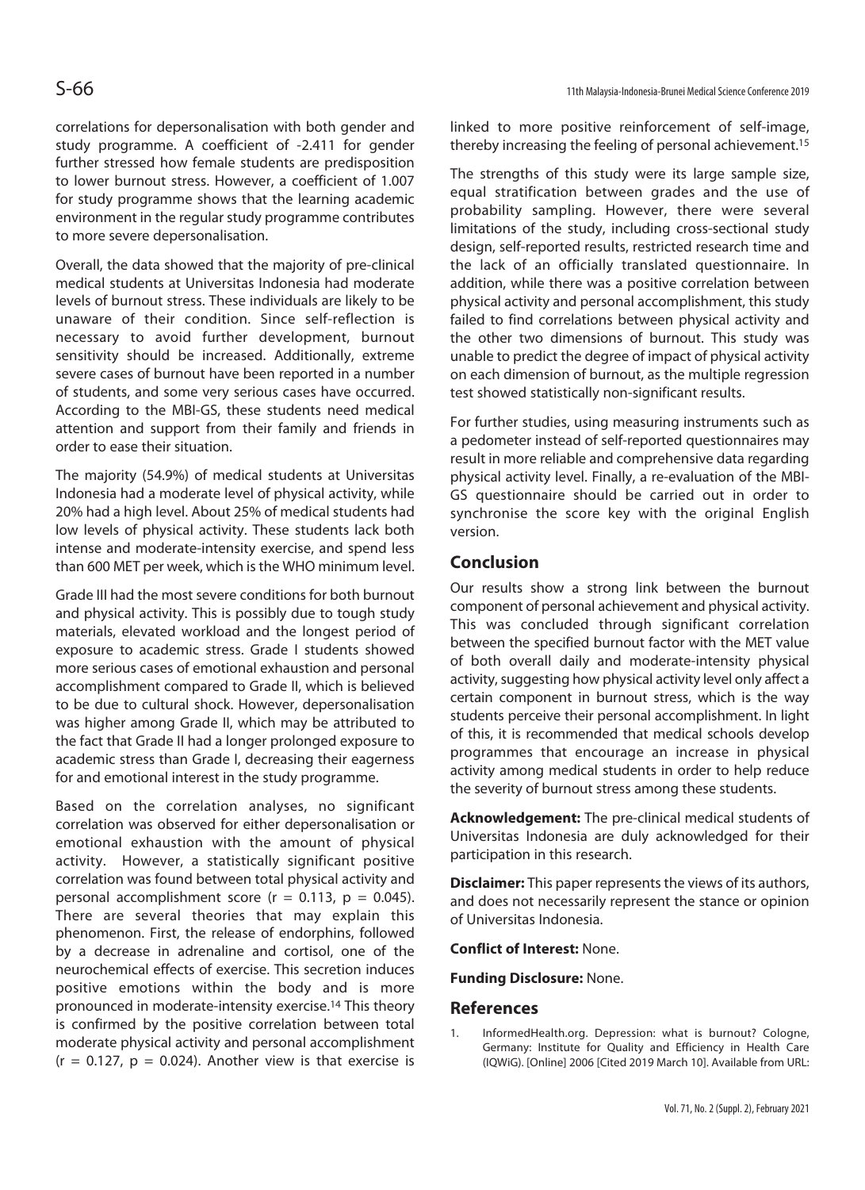correlations for depersonalisation with both gender and study programme. A coefficient of -2.411 for gender further stressed how female students are predisposition to lower burnout stress. However, a coefficient of 1.007 for study programme shows that the learning academic environment in the regular study programme contributes to more severe depersonalisation.

Overall, the data showed that the majority of pre-clinical medical students at Universitas Indonesia had moderate levels of burnout stress. These individuals are likely to be unaware of their condition. Since self-reflection is necessary to avoid further development, burnout sensitivity should be increased. Additionally, extreme severe cases of burnout have been reported in a number of students, and some very serious cases have occurred. According to the MBI-GS, these students need medical attention and support from their family and friends in order to ease their situation.

The majority (54.9%) of medical students at Universitas Indonesia had a moderate level of physical activity, while 20% had a high level. About 25% of medical students had low levels of physical activity. These students lack both intense and moderate-intensity exercise, and spend less than 600 MET per week, which is the WHO minimum level.

Grade III had the most severe conditions for both burnout and physical activity. This is possibly due to tough study materials, elevated workload and the longest period of exposure to academic stress. Grade I students showed more serious cases of emotional exhaustion and personal accomplishment compared to Grade II, which is believed to be due to cultural shock. However, depersonalisation was higher among Grade II, which may be attributed to the fact that Grade II had a longer prolonged exposure to academic stress than Grade I, decreasing their eagerness for and emotional interest in the study programme.

Based on the correlation analyses, no significant correlation was observed for either depersonalisation or emotional exhaustion with the amount of physical activity. However, a statistically significant positive correlation was found between total physical activity and personal accomplishment score ($r = 0.113$, $p = 0.045$). There are several theories that may explain this phenomenon. First, the release of endorphins, followed by a decrease in adrenaline and cortisol, one of the neurochemical effects of exercise. This secretion induces positive emotions within the body and is more pronounced in moderate-intensity exercise.[14] This theory is confirmed by the positive correlation between total moderate physical activity and personal accomplishment ($r = 0.127$, $p = 0.024$). Another view is that exercise is linked to more positive reinforcement of self-image, thereby increasing the feeling of personal achievement.[15]

The strengths of this study were its large sample size, equal stratification between grades and the use of probability sampling. However, there were several limitations of the study, including cross-sectional study design, self-reported results, restricted research time and the lack of an officially translated questionnaire. In addition, while there was a positive correlation between physical activity and personal accomplishment, this study failed to find correlations between physical activity and the other two dimensions of burnout. This study was unable to predict the degree of impact of physical activity on each dimension of burnout, as the multiple regression test showed statistically non-significant results.

For further studies, using measuring instruments such as a pedometer instead of self-reported questionnaires may result in more reliable and comprehensive data regarding physical activity level. Finally, a re-evaluation of the MBI-GS questionnaire should be carried out in order to synchronise the score key with the original English version.

## Conclusion

Our results show a strong link between the burnout component of personal achievement and physical activity. This was concluded through significant correlation between the specified burnout factor with the MET value of both overall daily and moderate-intensity physical activity, suggesting how physical activity level only affect a certain component in burnout stress, which is the way students perceive their personal accomplishment. In light of this, it is recommended that medical schools develop programmes that encourage an increase in physical activity among medical students in order to help reduce the severity of burnout stress among these students.

**Acknowledgement:** The pre-clinical medical students of Universitas Indonesia are duly acknowledged for their participation in this research.

**Disclaimer:** This paper represents the views of its authors, and does not necessarily represent the stance or opinion of Universitas Indonesia.

**Conflict of Interest:** None.

**Funding Disclosure:** None.

## References

1. InformedHealth.org. Depression: what is burnout? Cologne, Germany: Institute for Quality and Efficiency in Health Care (IQWiG). [Online] 2006 [Cited 2019 March 10]. Available from URL: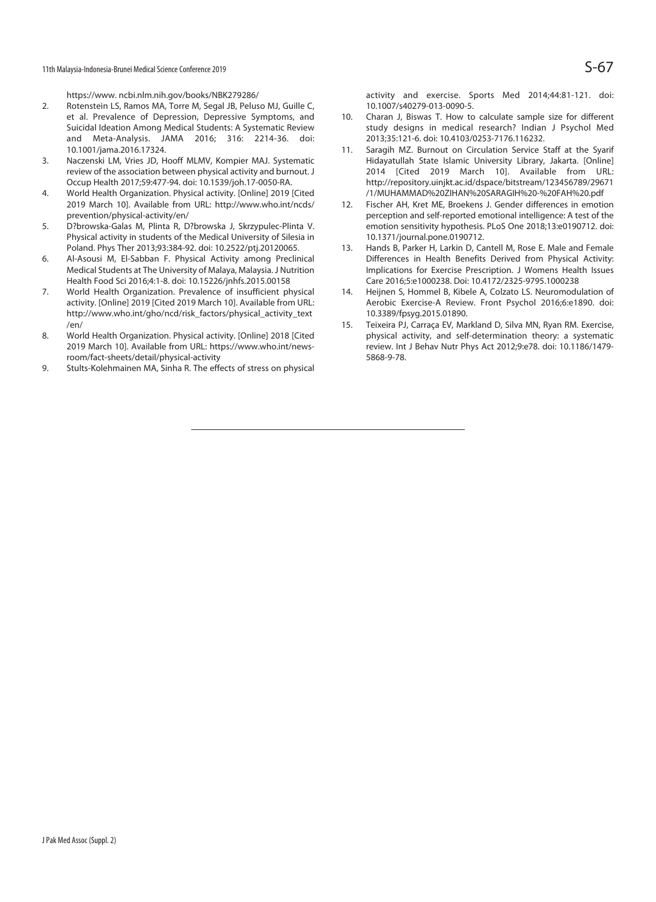https://www. ncbi.nlm.nih.gov/books/NBK279286/

2. Rotenstein LS, Ramos MA, Torre M, Segal JB, Peluso MJ, Guille C, et al. Prevalence of Depression, Depressive Symptoms, and Suicidal Ideation Among Medical Students: A Systematic Review and Meta-Analysis. JAMA 2016; 316: 2214-36. doi: 10.1001/jama.2016.17324.
3. Naczenski LM, Vries JD, Hooff MLMV, Kompier MAJ. Systematic review of the association between physical activity and burnout. J Occup Health 2017;59:477-94. doi: 10.1539/joh.17-0050-RA.
4. World Health Organization. Physical activity. [Online] 2019 [Cited 2019 March 10]. Available from URL: http://www.who.int/ncds/ prevention/physical-activity/en/
5. D?browska-Galas M, Plinta R, D?browska J, Skrzypulec-Plinta V. Physical activity in students of the Medical University of Silesia in Poland. Phys Ther 2013;93:384-92. doi: 10.2522/ptj.20120065.
6. Al-Asousi M, El-Sabban F. Physical Activity among Preclinical Medical Students at The University of Malaya, Malaysia. J Nutrition Health Food Sci 2016;4:1-8. doi: 10.15226/jnhfs.2015.00158
7. World Health Organization. Prevalence of insufficient physical activity. [Online] 2019 [Cited 2019 March 10]. Available from URL: http://www.who.int/gho/ncd/risk_factors/physical_activity_text /en/
8. World Health Organization. Physical activity. [Online] 2018 [Cited 2019 March 10]. Available from URL: https://www.who.int/news-room/fact-sheets/detail/physical-activity
9. Stults-Kolehmainen MA, Sinha R. The effects of stress on physical activity and exercise. Sports Med 2014;44:81-121. doi: 10.1007/s40279-013-0090-5.
10. Charan J, Biswas T. How to calculate sample size for different study designs in medical research? Indian J Psychol Med 2013;35:121-6. doi: 10.4103/0253-7176.116232.
11. Saragih MZ. Burnout on Circulation Service Staff at the Syarif Hidayatullah State Islamic University Library, Jakarta. [Online] 2014 [Cited 2019 March 10]. Available from URL: http://repository.uinjkt.ac.id/dspace/bitstream/123456789/29671 /1/MUHAMMAD%20ZIHAN%20SARAGIH%20-%20FAH%20.pdf
12. Fischer AH, Kret ME, Broekens J. Gender differences in emotion perception and self-reported emotional intelligence: A test of the emotion sensitivity hypothesis. PLoS One 2018;13:e0190712. doi: 10.1371/journal.pone.0190712.
13. Hands B, Parker H, Larkin D, Cantell M, Rose E. Male and Female Differences in Health Benefits Derived from Physical Activity: Implications for Exercise Prescription. J Womens Health Issues Care 2016;5:e1000238. Doi: 10.4172/2325-9795.1000238
14. Heijnen S, Hommel B, Kibele A, Colzato LS. Neuromodulation of Aerobic Exercise-A Review. Front Psychol 2016;6:e1890. doi: 10.3389/fpsyg.2015.01890.
15. Teixeira PJ, Carraça EV, Markland D, Silva MN, Ryan RM. Exercise, physical activity, and self-determination theory: a systematic review. Int J Behav Nutr Phys Act 2012;9:e78. doi: 10.1186/1479-5868-9-78.